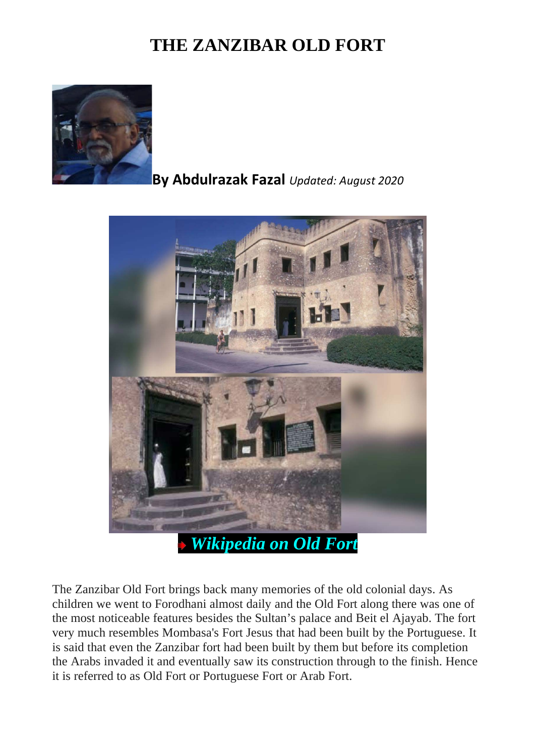# THE ZANZIBAR OLD FORT

**By Abdulrazak Fazal** *Updated: August 2020*

***Wikipedia on Old Fort***

The Zanzibar Old Fort brings back many memories of the old colonial days. As children we went to Forodhani almost daily and the Old Fort along there was one of the most noticeable features besides the Sultan's palace and Beit el Ajayab. The fort very much resembles Mombasa's Fort Jesus that had been built by the Portuguese. It is said that even the Zanzibar fort had been built by them but before its completion the Arabs invaded it and eventually saw its construction through to the finish. Hence it is referred to as Old Fort or Portuguese Fort or Arab Fort.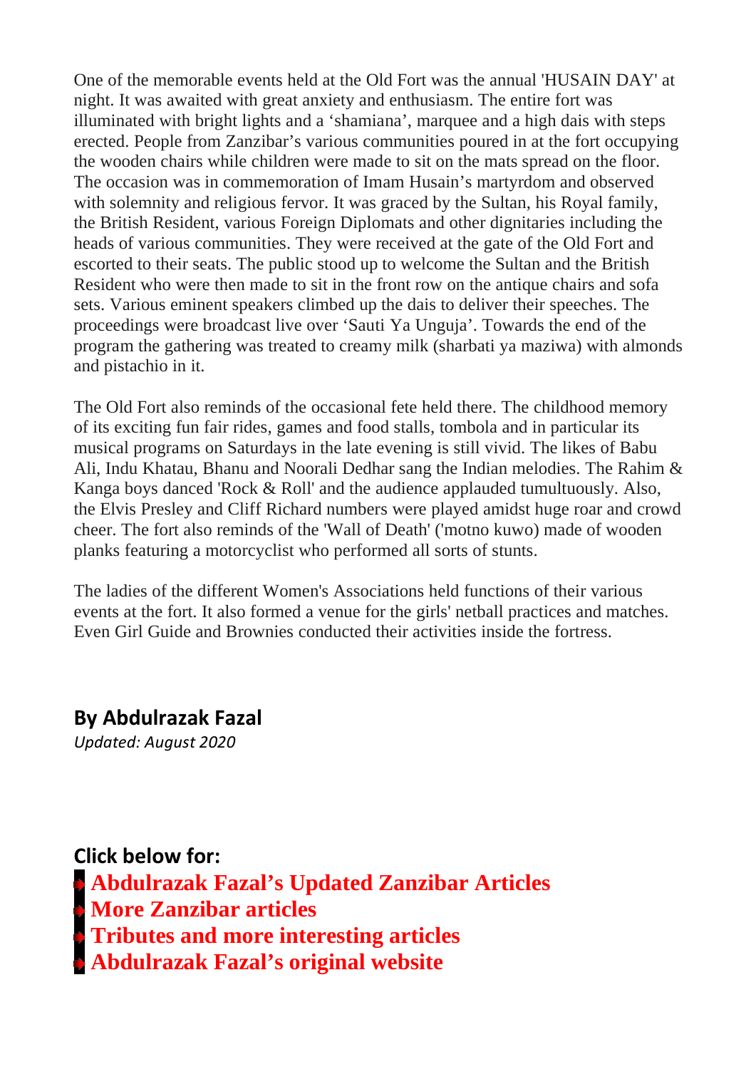One of the memorable events held at the Old Fort was the annual 'HUSAIN DAY' at night. It was awaited with great anxiety and enthusiasm. The entire fort was illuminated with bright lights and a 'shamiana', marquee and a high dais with steps erected. People from Zanzibar's various communities poured in at the fort occupying the wooden chairs while children were made to sit on the mats spread on the floor. The occasion was in commemoration of Imam Husain's martyrdom and observed with solemnity and religious fervor. It was graced by the Sultan, his Royal family, the British Resident, various Foreign Diplomats and other dignitaries including the heads of various communities. They were received at the gate of the Old Fort and escorted to their seats. The public stood up to welcome the Sultan and the British Resident who were then made to sit in the front row on the antique chairs and sofa sets. Various eminent speakers climbed up the dais to deliver their speeches. The proceedings were broadcast live over 'Sauti Ya Unguja'. Towards the end of the program the gathering was treated to creamy milk (sharbati ya maziwa) with almonds and pistachio in it.

The Old Fort also reminds of the occasional fete held there. The childhood memory of its exciting fun fair rides, games and food stalls, tombola and in particular its musical programs on Saturdays in the late evening is still vivid. The likes of Babu Ali, Indu Khatau, Bhanu and Noorali Dedhar sang the Indian melodies. The Rahim & Kanga boys danced 'Rock & Roll' and the audience applauded tumultuously. Also, the Elvis Presley and Cliff Richard numbers were played amidst huge roar and crowd cheer. The fort also reminds of the 'Wall of Death' ('motno kuwo) made of wooden planks featuring a motorcyclist who performed all sorts of stunts.

The ladies of the different Women's Associations held functions of their various events at the fort. It also formed a venue for the girls' netball practices and matches. Even Girl Guide and Brownies conducted their activities inside the fortress.

**By Abdulrazak Fazal**

*Updated: August 2020*

**Click below for:**

- **Abdulrazak Fazal's Updated Zanzibar Articles**
- **More Zanzibar articles**
- **Tributes and more interesting articles**
- **Abdulrazak Fazal's original website**